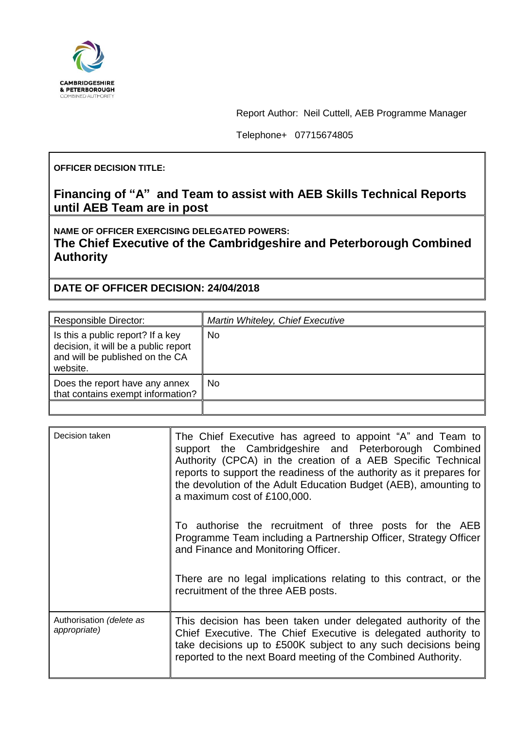CAMBRIDGESHIRE
& PETERBOROUGH
COMBINED AUTHORITY

Report Author: Neil Cuttell, AEB Programme Manager

Telephone+ 07715674805

**OFFICER DECISION TITLE:**

## Financing of "A" and Team to assist with AEB Skills Technical Reports until AEB Team are in post

**NAME OF OFFICER EXERCISING DELEGATED POWERS:**

**The Chief Executive of the Cambridgeshire and Peterborough Combined Authority**

**DATE OF OFFICER DECISION: 24/04/2018**

| Responsible Director: | *Martin Whiteley, Chief Executive* |
|---|---|
| Is this a public report? If a key decision, it will be a public report and will be published on the CA website. | No |
| Does the report have any annex that contains exempt information? | No |
| | |

| Decision taken | The Chief Executive has agreed to appoint "A" and Team to support the Cambridgeshire and Peterborough Combined Authority (CPCA) in the creation of a AEB Specific Technical reports to support the readiness of the authority as it prepares for the devolution of the Adult Education Budget (AEB), amounting to a maximum cost of £100,000.<br><br>To authorise the recruitment of three posts for the AEB Programme Team including a Partnership Officer, Strategy Officer and Finance and Monitoring Officer.<br><br>There are no legal implications relating to this contract, or the recruitment of the three AEB posts. |
|---|---|
| Authorisation *(delete as appropriate)* | This decision has been taken under delegated authority of the Chief Executive. The Chief Executive is delegated authority to take decisions up to £500K subject to any such decisions being reported to the next Board meeting of the Combined Authority. |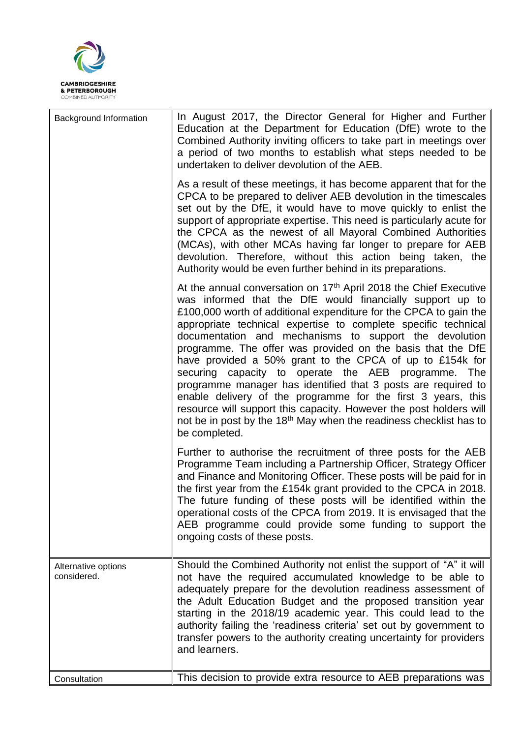| | |
|---|---|
| Background Information | In August 2017, the Director General for Higher and Further Education at the Department for Education (DfE) wrote to the Combined Authority inviting officers to take part in meetings over a period of two months to establish what steps needed to be undertaken to deliver devolution of the AEB.<br><br>As a result of these meetings, it has become apparent that for the CPCA to be prepared to deliver AEB devolution in the timescales set out by the DfE, it would have to move quickly to enlist the support of appropriate expertise. This need is particularly acute for the CPCA as the newest of all Mayoral Combined Authorities (MCAs), with other MCAs having far longer to prepare for AEB devolution. Therefore, without this action being taken, the Authority would be even further behind in its preparations.<br><br>At the annual conversation on 17th April 2018 the Chief Executive was informed that the DfE would financially support up to £100,000 worth of additional expenditure for the CPCA to gain the appropriate technical expertise to complete specific technical documentation and mechanisms to support the devolution programme. The offer was provided on the basis that the DfE have provided a 50% grant to the CPCA of up to £154k for securing capacity to operate the AEB programme. The programme manager has identified that 3 posts are required to enable delivery of the programme for the first 3 years, this resource will support this capacity. However the post holders will not be in post by the 18th May when the readiness checklist has to be completed.<br><br>Further to authorise the recruitment of three posts for the AEB Programme Team including a Partnership Officer, Strategy Officer and Finance and Monitoring Officer. These posts will be paid for in the first year from the £154k grant provided to the CPCA in 2018. The future funding of these posts will be identified within the operational costs of the CPCA from 2019. It is envisaged that the AEB programme could provide some funding to support the ongoing costs of these posts. |
| Alternative options considered. | Should the Combined Authority not enlist the support of "A" it will not have the required accumulated knowledge to be able to adequately prepare for the devolution readiness assessment of the Adult Education Budget and the proposed transition year starting in the 2018/19 academic year. This could lead to the authority failing the 'readiness criteria' set out by government to transfer powers to the authority creating uncertainty for providers and learners. |
| Consultation | This decision to provide extra resource to AEB preparations was |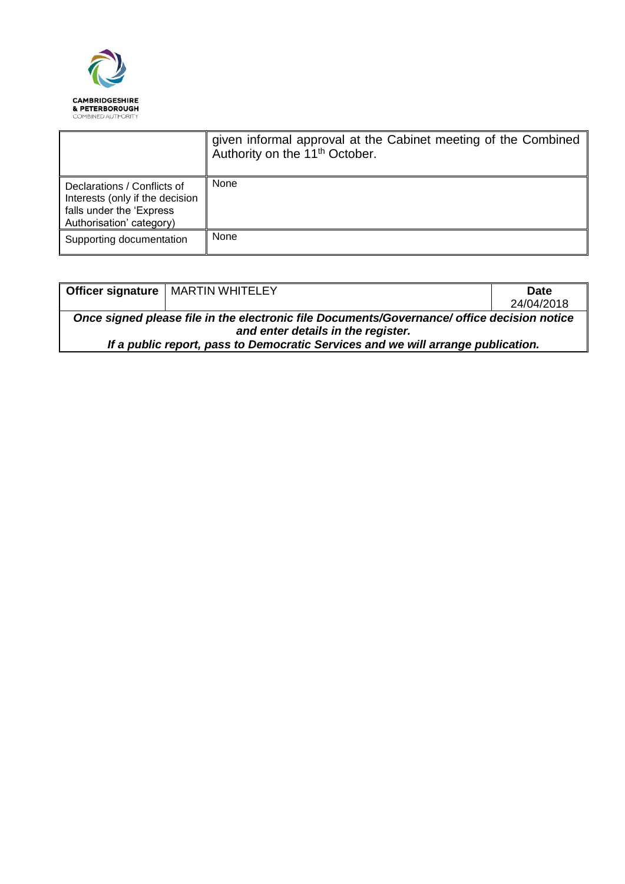| | |
|---|---|
| | given informal approval at the Cabinet meeting of the Combined Authority on the 11th October. |
| Declarations / Conflicts of Interests (only if the decision falls under the 'Express Authorisation' category) | None |
| Supporting documentation | None |

| | | |
|---|---|---|
| **Officer signature** | MARTIN WHITELEY | **Date** 24/04/2018 |
| ***Once signed please file in the electronic file Documents/Governance/ office decision notice and enter details in the register.*** ***If a public report, pass to Democratic Services and we will arrange publication.*** | | |